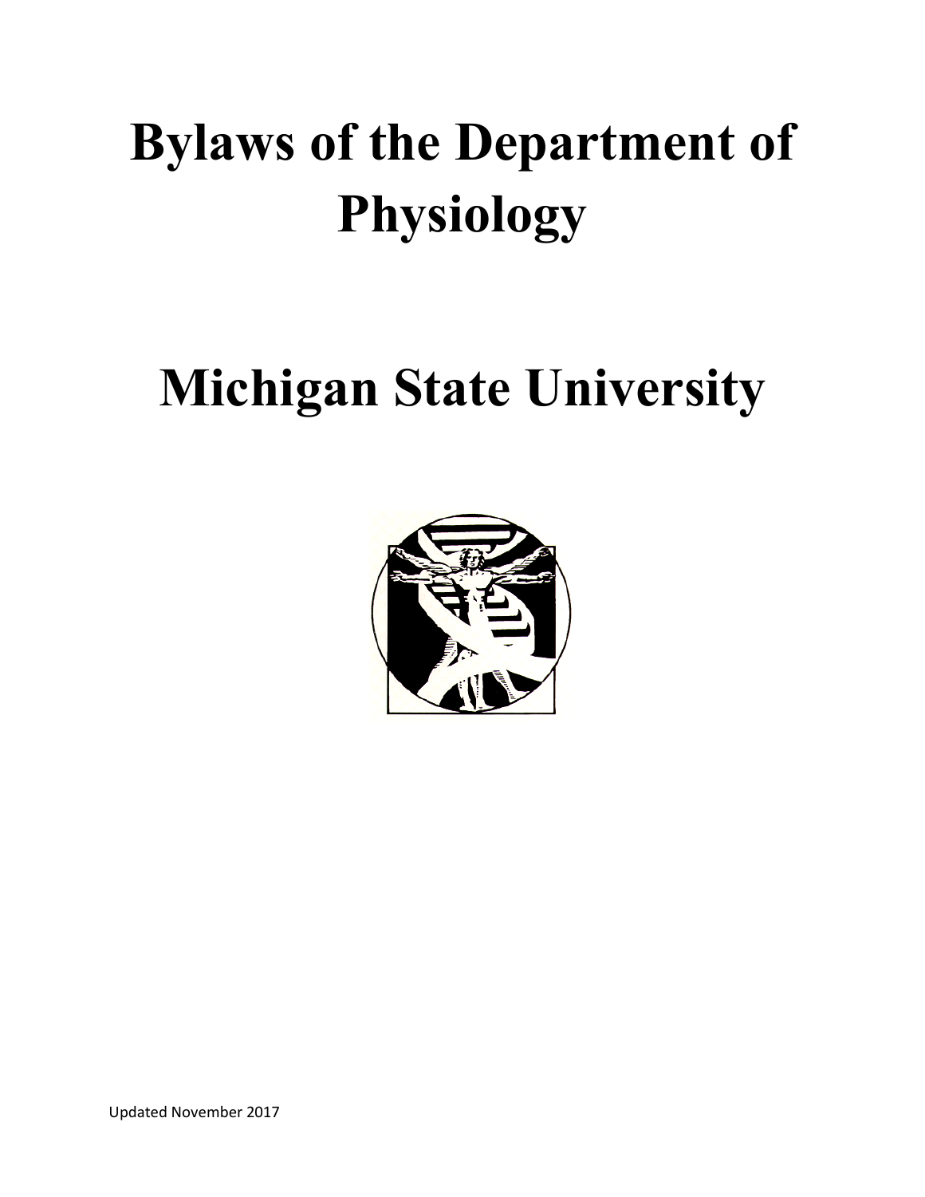# Bylaws of the Department of Physiology

# Michigan State University

Updated November 2017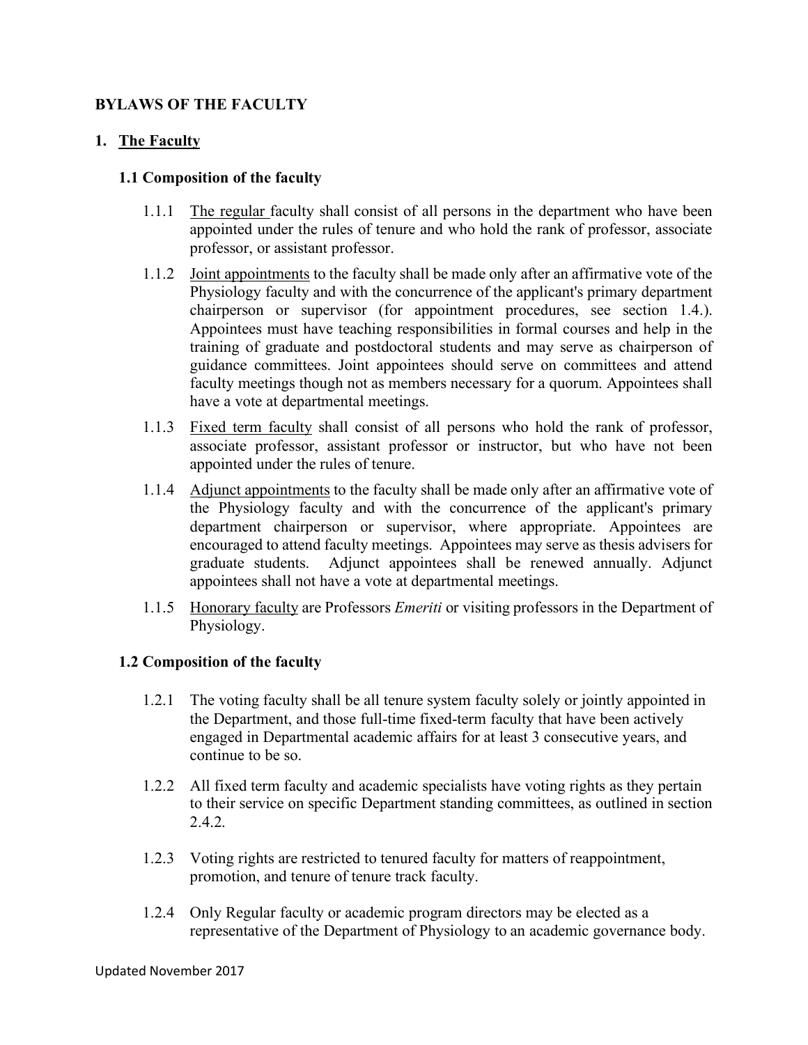# BYLAWS OF THE FACULTY

## 1. The Faculty

### 1.1 Composition of the faculty

1.1.1 The regular faculty shall consist of all persons in the department who have been appointed under the rules of tenure and who hold the rank of professor, associate professor, or assistant professor.

1.1.2 Joint appointments to the faculty shall be made only after an affirmative vote of the Physiology faculty and with the concurrence of the applicant's primary department chairperson or supervisor (for appointment procedures, see section 1.4.). Appointees must have teaching responsibilities in formal courses and help in the training of graduate and postdoctoral students and may serve as chairperson of guidance committees. Joint appointees should serve on committees and attend faculty meetings though not as members necessary for a quorum. Appointees shall have a vote at departmental meetings.

1.1.3 Fixed term faculty shall consist of all persons who hold the rank of professor, associate professor, assistant professor or instructor, but who have not been appointed under the rules of tenure.

1.1.4 Adjunct appointments to the faculty shall be made only after an affirmative vote of the Physiology faculty and with the concurrence of the applicant's primary department chairperson or supervisor, where appropriate. Appointees are encouraged to attend faculty meetings. Appointees may serve as thesis advisers for graduate students. Adjunct appointees shall be renewed annually. Adjunct appointees shall not have a vote at departmental meetings.

1.1.5 Honorary faculty are Professors *Emeriti* or visiting professors in the Department of Physiology.

### 1.2 Composition of the faculty

1.2.1 The voting faculty shall be all tenure system faculty solely or jointly appointed in the Department, and those full-time fixed-term faculty that have been actively engaged in Departmental academic affairs for at least 3 consecutive years, and continue to be so.

1.2.2 All fixed term faculty and academic specialists have voting rights as they pertain to their service on specific Department standing committees, as outlined in section 2.4.2.

1.2.3 Voting rights are restricted to tenured faculty for matters of reappointment, promotion, and tenure of tenure track faculty.

1.2.4 Only Regular faculty or academic program directors may be elected as a representative of the Department of Physiology to an academic governance body.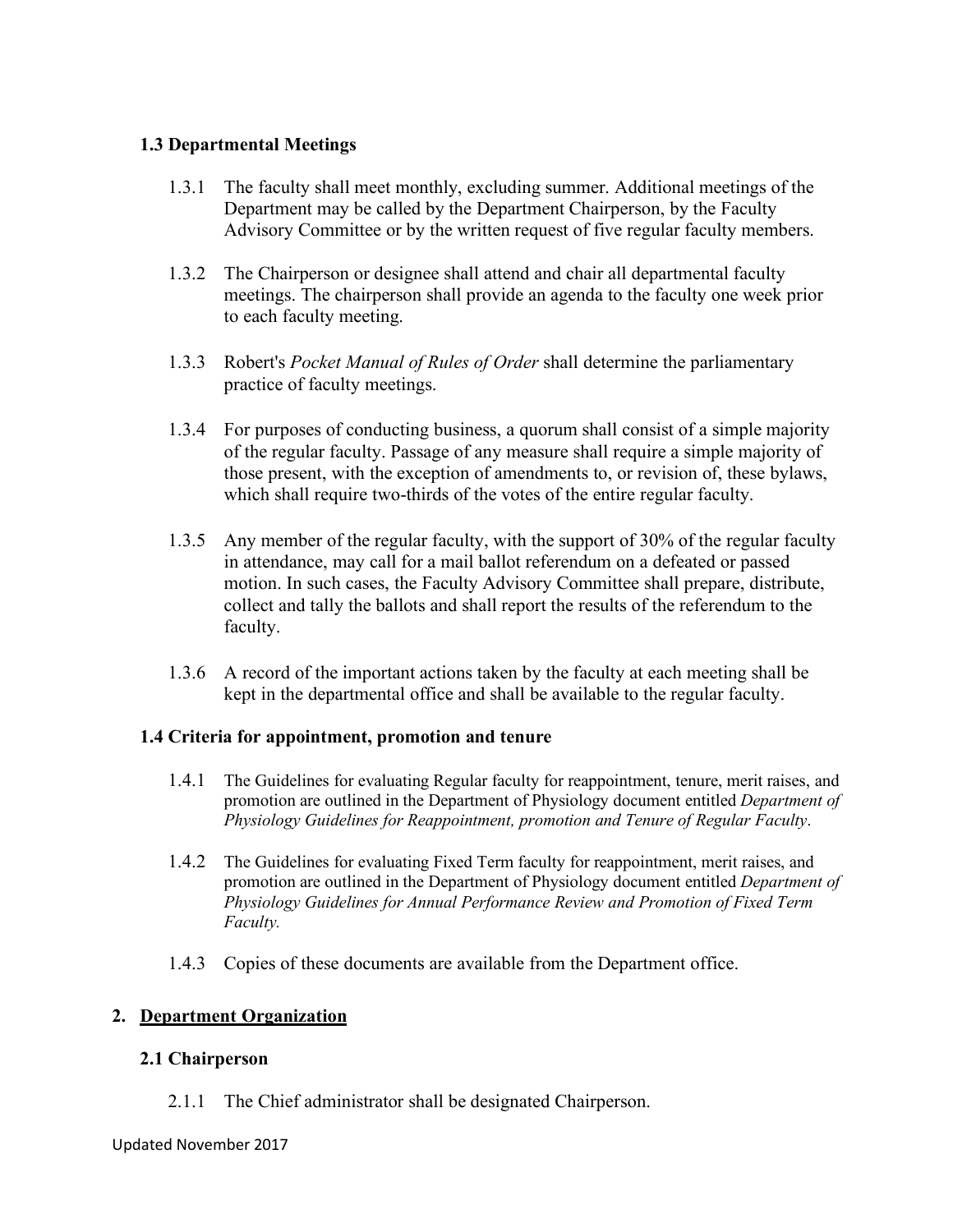### 1.3 Departmental Meetings

1.3.1 The faculty shall meet monthly, excluding summer. Additional meetings of the Department may be called by the Department Chairperson, by the Faculty Advisory Committee or by the written request of five regular faculty members.

1.3.2 The Chairperson or designee shall attend and chair all departmental faculty meetings. The chairperson shall provide an agenda to the faculty one week prior to each faculty meeting.

1.3.3 Robert's *Pocket Manual of Rules of Order* shall determine the parliamentary practice of faculty meetings.

1.3.4 For purposes of conducting business, a quorum shall consist of a simple majority of the regular faculty. Passage of any measure shall require a simple majority of those present, with the exception of amendments to, or revision of, these bylaws, which shall require two-thirds of the votes of the entire regular faculty.

1.3.5 Any member of the regular faculty, with the support of 30% of the regular faculty in attendance, may call for a mail ballot referendum on a defeated or passed motion. In such cases, the Faculty Advisory Committee shall prepare, distribute, collect and tally the ballots and shall report the results of the referendum to the faculty.

1.3.6 A record of the important actions taken by the faculty at each meeting shall be kept in the departmental office and shall be available to the regular faculty.

### 1.4 Criteria for appointment, promotion and tenure

1.4.1 The Guidelines for evaluating Regular faculty for reappointment, tenure, merit raises, and promotion are outlined in the Department of Physiology document entitled *Department of Physiology Guidelines for Reappointment, promotion and Tenure of Regular Faculty*.

1.4.2 The Guidelines for evaluating Fixed Term faculty for reappointment, merit raises, and promotion are outlined in the Department of Physiology document entitled *Department of Physiology Guidelines for Annual Performance Review and Promotion of Fixed Term Faculty.*

1.4.3 Copies of these documents are available from the Department office.

## 2. <u>Department Organization</u>

### 2.1 Chairperson

2.1.1 The Chief administrator shall be designated Chairperson.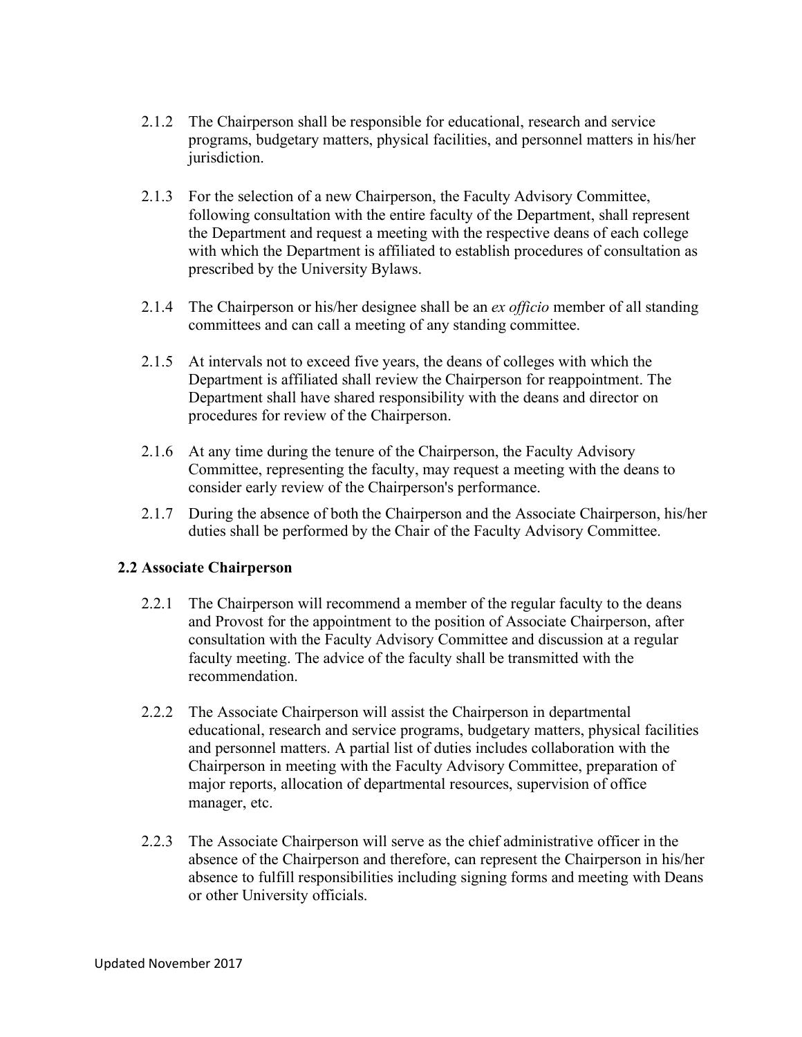2.1.2 The Chairperson shall be responsible for educational, research and service programs, budgetary matters, physical facilities, and personnel matters in his/her jurisdiction.

2.1.3 For the selection of a new Chairperson, the Faculty Advisory Committee, following consultation with the entire faculty of the Department, shall represent the Department and request a meeting with the respective deans of each college with which the Department is affiliated to establish procedures of consultation as prescribed by the University Bylaws.

2.1.4 The Chairperson or his/her designee shall be an *ex officio* member of all standing committees and can call a meeting of any standing committee.

2.1.5 At intervals not to exceed five years, the deans of colleges with which the Department is affiliated shall review the Chairperson for reappointment. The Department shall have shared responsibility with the deans and director on procedures for review of the Chairperson.

2.1.6 At any time during the tenure of the Chairperson, the Faculty Advisory Committee, representing the faculty, may request a meeting with the deans to consider early review of the Chairperson's performance.

2.1.7 During the absence of both the Chairperson and the Associate Chairperson, his/her duties shall be performed by the Chair of the Faculty Advisory Committee.

### 2.2 Associate Chairperson

2.2.1 The Chairperson will recommend a member of the regular faculty to the deans and Provost for the appointment to the position of Associate Chairperson, after consultation with the Faculty Advisory Committee and discussion at a regular faculty meeting. The advice of the faculty shall be transmitted with the recommendation.

2.2.2 The Associate Chairperson will assist the Chairperson in departmental educational, research and service programs, budgetary matters, physical facilities and personnel matters. A partial list of duties includes collaboration with the Chairperson in meeting with the Faculty Advisory Committee, preparation of major reports, allocation of departmental resources, supervision of office manager, etc.

2.2.3 The Associate Chairperson will serve as the chief administrative officer in the absence of the Chairperson and therefore, can represent the Chairperson in his/her absence to fulfill responsibilities including signing forms and meeting with Deans or other University officials.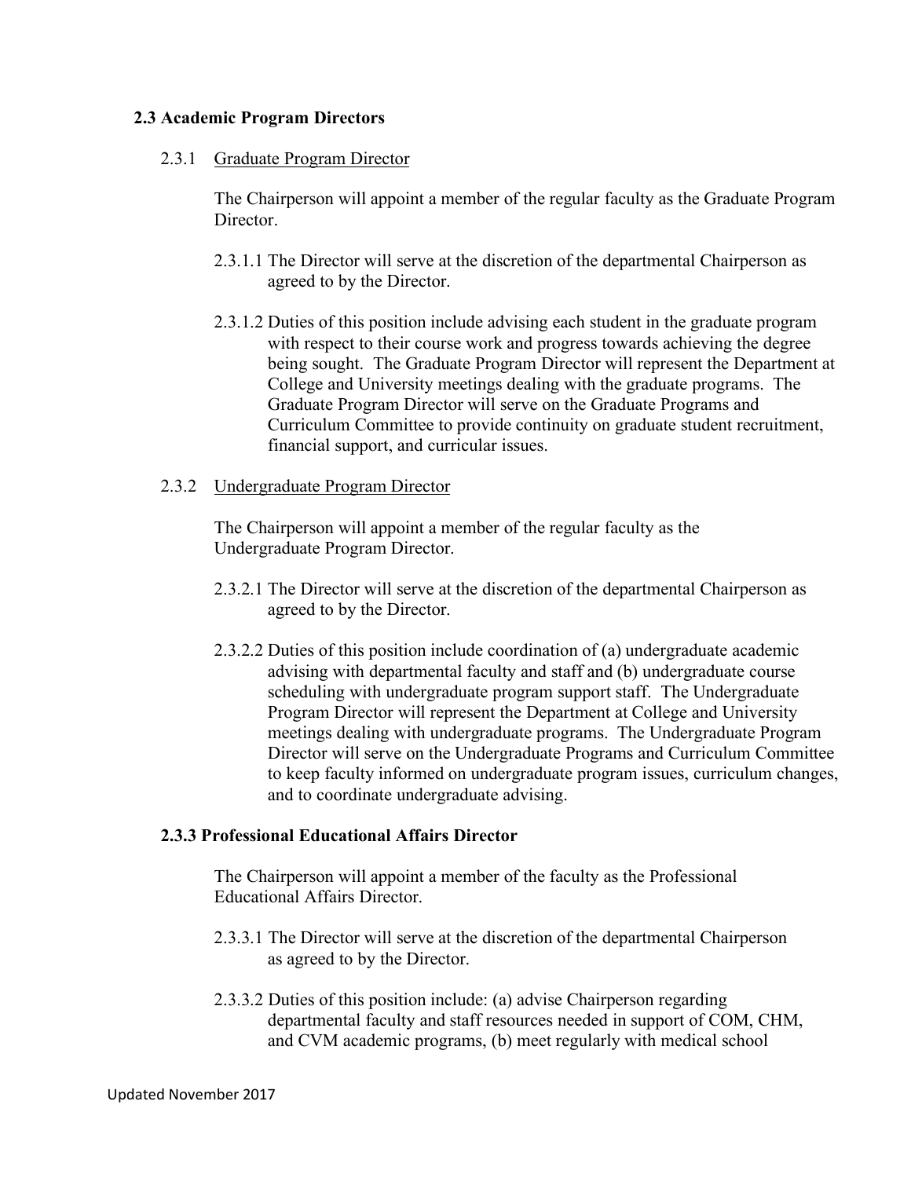### 2.3 Academic Program Directors

2.3.1 Graduate Program Director

The Chairperson will appoint a member of the regular faculty as the Graduate Program Director.

2.3.1.1 The Director will serve at the discretion of the departmental Chairperson as agreed to by the Director.

2.3.1.2 Duties of this position include advising each student in the graduate program with respect to their course work and progress towards achieving the degree being sought. The Graduate Program Director will represent the Department at College and University meetings dealing with the graduate programs. The Graduate Program Director will serve on the Graduate Programs and Curriculum Committee to provide continuity on graduate student recruitment, financial support, and curricular issues.

2.3.2 Undergraduate Program Director

The Chairperson will appoint a member of the regular faculty as the Undergraduate Program Director.

2.3.2.1 The Director will serve at the discretion of the departmental Chairperson as agreed to by the Director.

2.3.2.2 Duties of this position include coordination of (a) undergraduate academic advising with departmental faculty and staff and (b) undergraduate course scheduling with undergraduate program support staff. The Undergraduate Program Director will represent the Department at College and University meetings dealing with undergraduate programs. The Undergraduate Program Director will serve on the Undergraduate Programs and Curriculum Committee to keep faculty informed on undergraduate program issues, curriculum changes, and to coordinate undergraduate advising.

#### 2.3.3 Professional Educational Affairs Director

The Chairperson will appoint a member of the faculty as the Professional Educational Affairs Director.

2.3.3.1 The Director will serve at the discretion of the departmental Chairperson as agreed to by the Director.

2.3.3.2 Duties of this position include: (a) advise Chairperson regarding departmental faculty and staff resources needed in support of COM, CHM, and CVM academic programs, (b) meet regularly with medical school

Updated November 2017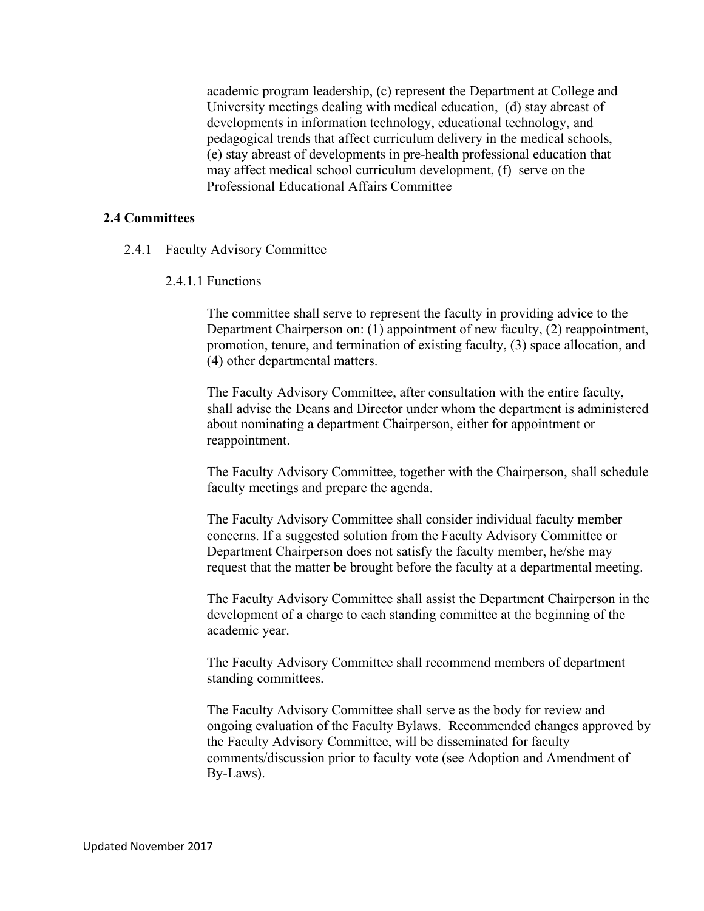academic program leadership, (c) represent the Department at College and University meetings dealing with medical education, (d) stay abreast of developments in information technology, educational technology, and pedagogical trends that affect curriculum delivery in the medical schools, (e) stay abreast of developments in pre-health professional education that may affect medical school curriculum development, (f) serve on the Professional Educational Affairs Committee

## 2.4 Committees

### 2.4.1 Faculty Advisory Committee

#### 2.4.1.1 Functions

The committee shall serve to represent the faculty in providing advice to the Department Chairperson on: (1) appointment of new faculty, (2) reappointment, promotion, tenure, and termination of existing faculty, (3) space allocation, and (4) other departmental matters.

The Faculty Advisory Committee, after consultation with the entire faculty, shall advise the Deans and Director under whom the department is administered about nominating a department Chairperson, either for appointment or reappointment.

The Faculty Advisory Committee, together with the Chairperson, shall schedule faculty meetings and prepare the agenda.

The Faculty Advisory Committee shall consider individual faculty member concerns. If a suggested solution from the Faculty Advisory Committee or Department Chairperson does not satisfy the faculty member, he/she may request that the matter be brought before the faculty at a departmental meeting.

The Faculty Advisory Committee shall assist the Department Chairperson in the development of a charge to each standing committee at the beginning of the academic year.

The Faculty Advisory Committee shall recommend members of department standing committees.

The Faculty Advisory Committee shall serve as the body for review and ongoing evaluation of the Faculty Bylaws. Recommended changes approved by the Faculty Advisory Committee, will be disseminated for faculty comments/discussion prior to faculty vote (see Adoption and Amendment of By-Laws).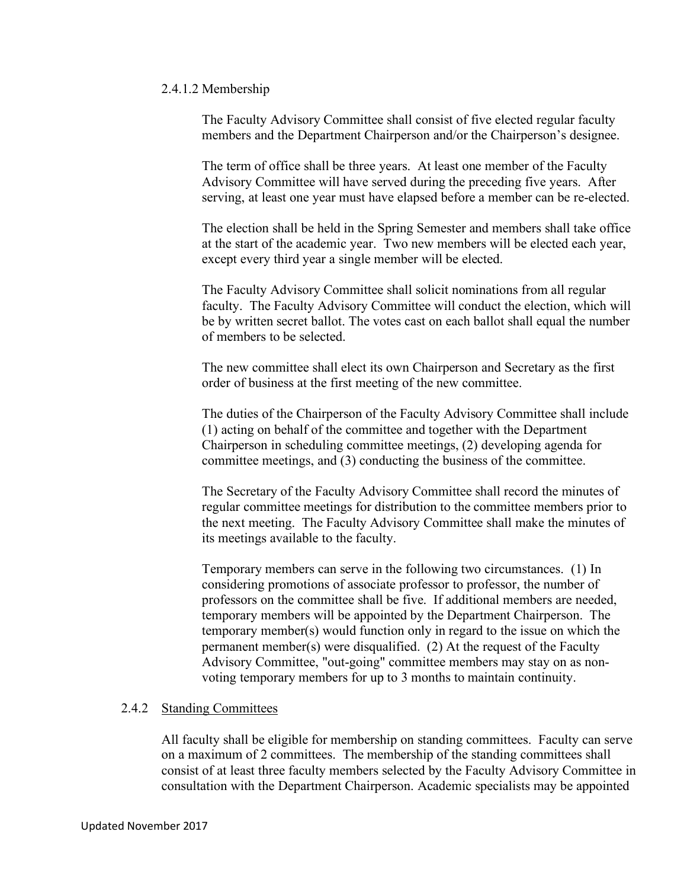#### 2.4.1.2 Membership

The Faculty Advisory Committee shall consist of five elected regular faculty members and the Department Chairperson and/or the Chairperson's designee.

The term of office shall be three years. At least one member of the Faculty Advisory Committee will have served during the preceding five years. After serving, at least one year must have elapsed before a member can be re-elected.

The election shall be held in the Spring Semester and members shall take office at the start of the academic year. Two new members will be elected each year, except every third year a single member will be elected.

The Faculty Advisory Committee shall solicit nominations from all regular faculty. The Faculty Advisory Committee will conduct the election, which will be by written secret ballot. The votes cast on each ballot shall equal the number of members to be selected.

The new committee shall elect its own Chairperson and Secretary as the first order of business at the first meeting of the new committee.

The duties of the Chairperson of the Faculty Advisory Committee shall include (1) acting on behalf of the committee and together with the Department Chairperson in scheduling committee meetings, (2) developing agenda for committee meetings, and (3) conducting the business of the committee.

The Secretary of the Faculty Advisory Committee shall record the minutes of regular committee meetings for distribution to the committee members prior to the next meeting. The Faculty Advisory Committee shall make the minutes of its meetings available to the faculty.

Temporary members can serve in the following two circumstances. (1) In considering promotions of associate professor to professor, the number of professors on the committee shall be five. If additional members are needed, temporary members will be appointed by the Department Chairperson. The temporary member(s) would function only in regard to the issue on which the permanent member(s) were disqualified. (2) At the request of the Faculty Advisory Committee, "out-going" committee members may stay on as non-voting temporary members for up to 3 months to maintain continuity.

### 2.4.2 Standing Committees

All faculty shall be eligible for membership on standing committees. Faculty can serve on a maximum of 2 committees. The membership of the standing committees shall consist of at least three faculty members selected by the Faculty Advisory Committee in consultation with the Department Chairperson. Academic specialists may be appointed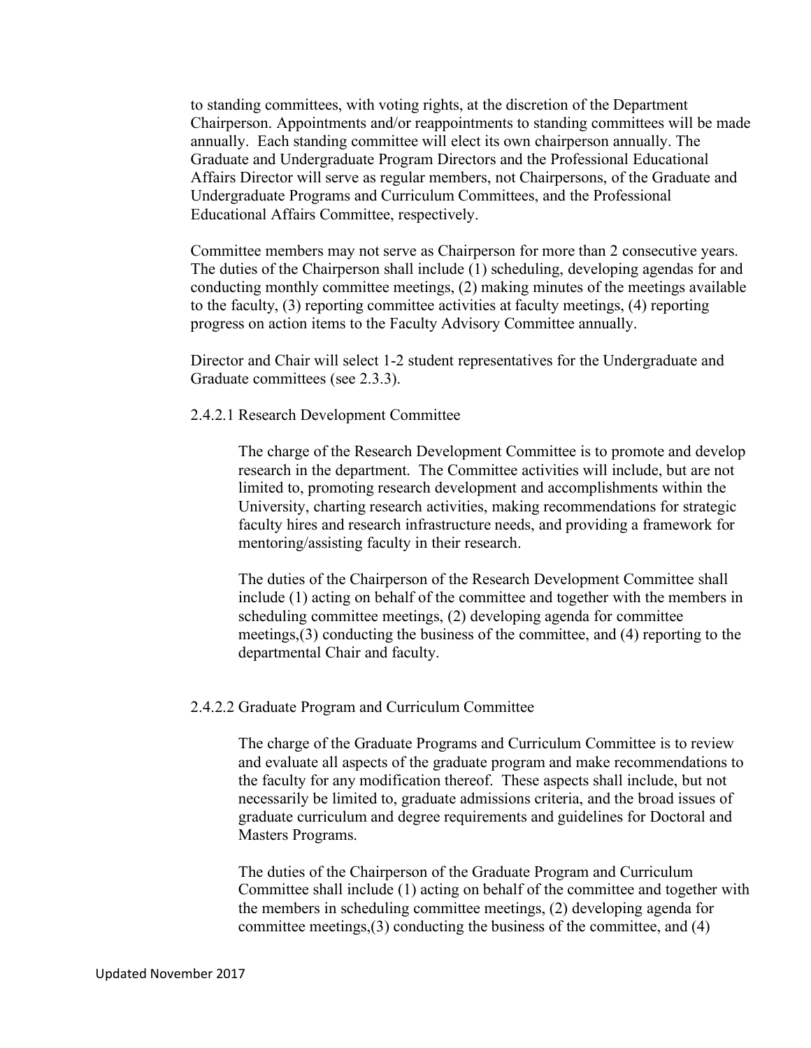to standing committees, with voting rights, at the discretion of the Department Chairperson. Appointments and/or reappointments to standing committees will be made annually. Each standing committee will elect its own chairperson annually. The Graduate and Undergraduate Program Directors and the Professional Educational Affairs Director will serve as regular members, not Chairpersons, of the Graduate and Undergraduate Programs and Curriculum Committees, and the Professional Educational Affairs Committee, respectively.

Committee members may not serve as Chairperson for more than 2 consecutive years. The duties of the Chairperson shall include (1) scheduling, developing agendas for and conducting monthly committee meetings, (2) making minutes of the meetings available to the faculty, (3) reporting committee activities at faculty meetings, (4) reporting progress on action items to the Faculty Advisory Committee annually.

Director and Chair will select 1-2 student representatives for the Undergraduate and Graduate committees (see 2.3.3).

2.4.2.1 Research Development Committee

The charge of the Research Development Committee is to promote and develop research in the department. The Committee activities will include, but are not limited to, promoting research development and accomplishments within the University, charting research activities, making recommendations for strategic faculty hires and research infrastructure needs, and providing a framework for mentoring/assisting faculty in their research.

The duties of the Chairperson of the Research Development Committee shall include (1) acting on behalf of the committee and together with the members in scheduling committee meetings, (2) developing agenda for committee meetings,(3) conducting the business of the committee, and (4) reporting to the departmental Chair and faculty.

2.4.2.2 Graduate Program and Curriculum Committee

The charge of the Graduate Programs and Curriculum Committee is to review and evaluate all aspects of the graduate program and make recommendations to the faculty for any modification thereof. These aspects shall include, but not necessarily be limited to, graduate admissions criteria, and the broad issues of graduate curriculum and degree requirements and guidelines for Doctoral and Masters Programs.

The duties of the Chairperson of the Graduate Program and Curriculum Committee shall include (1) acting on behalf of the committee and together with the members in scheduling committee meetings, (2) developing agenda for committee meetings,(3) conducting the business of the committee, and (4)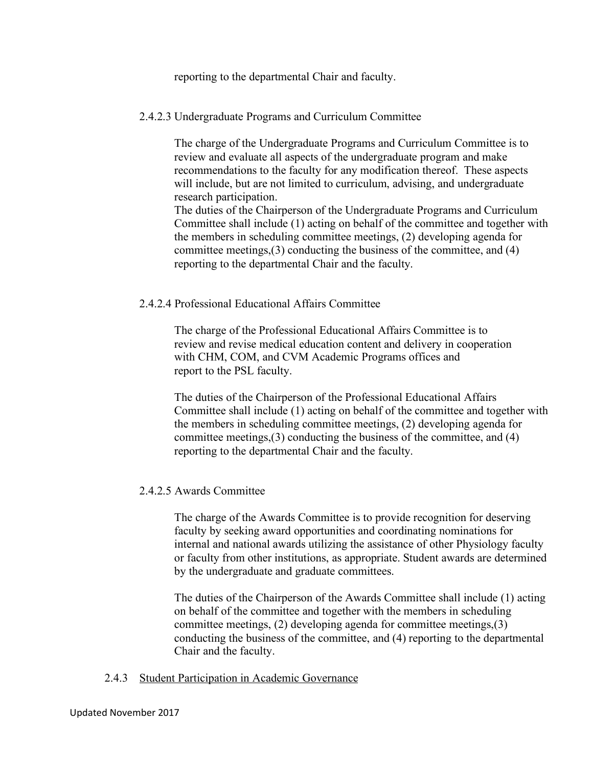reporting to the departmental Chair and faculty.

#### 2.4.2.3 Undergraduate Programs and Curriculum Committee

The charge of the Undergraduate Programs and Curriculum Committee is to review and evaluate all aspects of the undergraduate program and make recommendations to the faculty for any modification thereof. These aspects will include, but are not limited to curriculum, advising, and undergraduate research participation.
The duties of the Chairperson of the Undergraduate Programs and Curriculum Committee shall include (1) acting on behalf of the committee and together with the members in scheduling committee meetings, (2) developing agenda for committee meetings,(3) conducting the business of the committee, and (4) reporting to the departmental Chair and the faculty.

#### 2.4.2.4 Professional Educational Affairs Committee

The charge of the Professional Educational Affairs Committee is to review and revise medical education content and delivery in cooperation with CHM, COM, and CVM Academic Programs offices and report to the PSL faculty.

The duties of the Chairperson of the Professional Educational Affairs Committee shall include (1) acting on behalf of the committee and together with the members in scheduling committee meetings, (2) developing agenda for committee meetings,(3) conducting the business of the committee, and (4) reporting to the departmental Chair and the faculty.

#### 2.4.2.5 Awards Committee

The charge of the Awards Committee is to provide recognition for deserving faculty by seeking award opportunities and coordinating nominations for internal and national awards utilizing the assistance of other Physiology faculty or faculty from other institutions, as appropriate. Student awards are determined by the undergraduate and graduate committees.

The duties of the Chairperson of the Awards Committee shall include (1) acting on behalf of the committee and together with the members in scheduling committee meetings, (2) developing agenda for committee meetings,(3) conducting the business of the committee, and (4) reporting to the departmental Chair and the faculty.

### 2.4.3 Student Participation in Academic Governance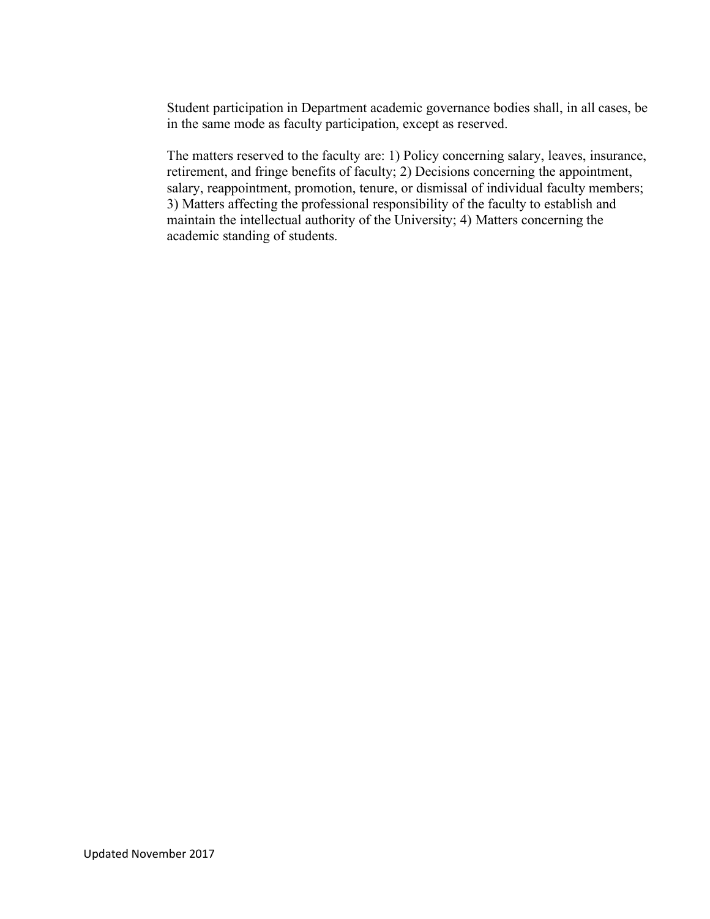Student participation in Department academic governance bodies shall, in all cases, be in the same mode as faculty participation, except as reserved.

The matters reserved to the faculty are: 1) Policy concerning salary, leaves, insurance, retirement, and fringe benefits of faculty; 2) Decisions concerning the appointment, salary, reappointment, promotion, tenure, or dismissal of individual faculty members; 3) Matters affecting the professional responsibility of the faculty to establish and maintain the intellectual authority of the University; 4) Matters concerning the academic standing of students.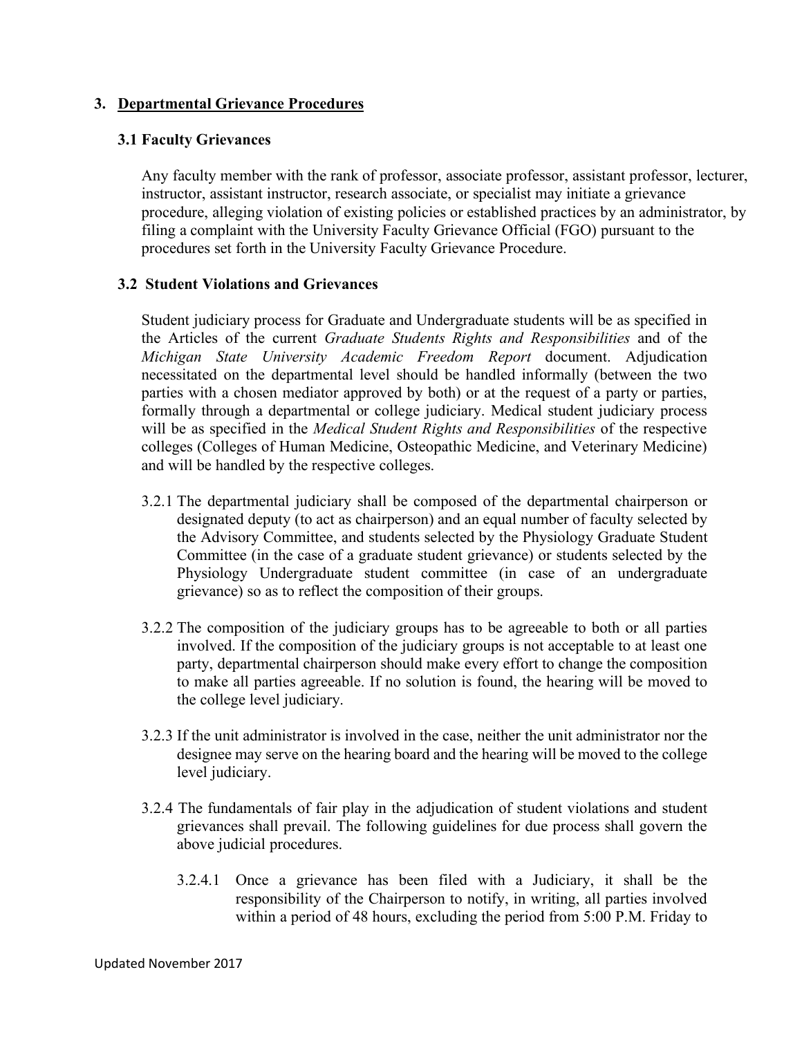## 3. <u>Departmental Grievance Procedures</u>

### 3.1 Faculty Grievances

Any faculty member with the rank of professor, associate professor, assistant professor, lecturer, instructor, assistant instructor, research associate, or specialist may initiate a grievance procedure, alleging violation of existing policies or established practices by an administrator, by filing a complaint with the University Faculty Grievance Official (FGO) pursuant to the procedures set forth in the University Faculty Grievance Procedure.

### 3.2 Student Violations and Grievances

Student judiciary process for Graduate and Undergraduate students will be as specified in the Articles of the current *Graduate Students Rights and Responsibilities* and of the *Michigan State University Academic Freedom Report* document. Adjudication necessitated on the departmental level should be handled informally (between the two parties with a chosen mediator approved by both) or at the request of a party or parties, formally through a departmental or college judiciary. Medical student judiciary process will be as specified in the *Medical Student Rights and Responsibilities* of the respective colleges (Colleges of Human Medicine, Osteopathic Medicine, and Veterinary Medicine) and will be handled by the respective colleges.

3.2.1 The departmental judiciary shall be composed of the departmental chairperson or designated deputy (to act as chairperson) and an equal number of faculty selected by the Advisory Committee, and students selected by the Physiology Graduate Student Committee (in the case of a graduate student grievance) or students selected by the Physiology Undergraduate student committee (in case of an undergraduate grievance) so as to reflect the composition of their groups.

3.2.2 The composition of the judiciary groups has to be agreeable to both or all parties involved. If the composition of the judiciary groups is not acceptable to at least one party, departmental chairperson should make every effort to change the composition to make all parties agreeable. If no solution is found, the hearing will be moved to the college level judiciary.

3.2.3 If the unit administrator is involved in the case, neither the unit administrator nor the designee may serve on the hearing board and the hearing will be moved to the college level judiciary.

3.2.4 The fundamentals of fair play in the adjudication of student violations and student grievances shall prevail. The following guidelines for due process shall govern the above judicial procedures.

3.2.4.1 Once a grievance has been filed with a Judiciary, it shall be the responsibility of the Chairperson to notify, in writing, all parties involved within a period of 48 hours, excluding the period from 5:00 P.M. Friday to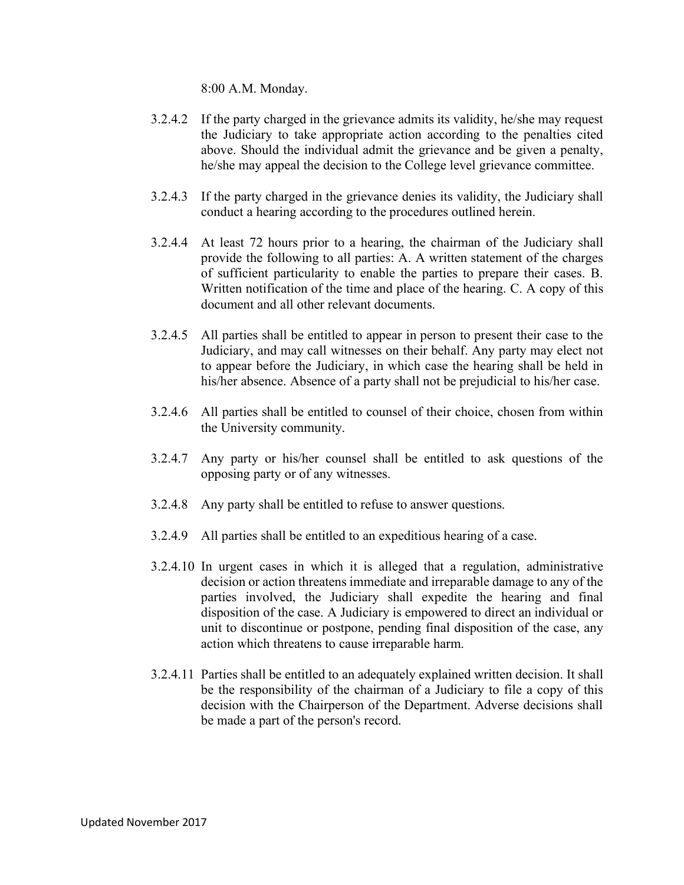8:00 A.M. Monday.

3.2.4.2 If the party charged in the grievance admits its validity, he/she may request the Judiciary to take appropriate action according to the penalties cited above. Should the individual admit the grievance and be given a penalty, he/she may appeal the decision to the College level grievance committee.

3.2.4.3 If the party charged in the grievance denies its validity, the Judiciary shall conduct a hearing according to the procedures outlined herein.

3.2.4.4 At least 72 hours prior to a hearing, the chairman of the Judiciary shall provide the following to all parties: A. A written statement of the charges of sufficient particularity to enable the parties to prepare their cases. B. Written notification of the time and place of the hearing. C. A copy of this document and all other relevant documents.

3.2.4.5 All parties shall be entitled to appear in person to present their case to the Judiciary, and may call witnesses on their behalf. Any party may elect not to appear before the Judiciary, in which case the hearing shall be held in his/her absence. Absence of a party shall not be prejudicial to his/her case.

3.2.4.6 All parties shall be entitled to counsel of their choice, chosen from within the University community.

3.2.4.7 Any party or his/her counsel shall be entitled to ask questions of the opposing party or of any witnesses.

3.2.4.8 Any party shall be entitled to refuse to answer questions.

3.2.4.9 All parties shall be entitled to an expeditious hearing of a case.

3.2.4.10 In urgent cases in which it is alleged that a regulation, administrative decision or action threatens immediate and irreparable damage to any of the parties involved, the Judiciary shall expedite the hearing and final disposition of the case. A Judiciary is empowered to direct an individual or unit to discontinue or postpone, pending final disposition of the case, any action which threatens to cause irreparable harm.

3.2.4.11 Parties shall be entitled to an adequately explained written decision. It shall be the responsibility of the chairman of a Judiciary to file a copy of this decision with the Chairperson of the Department. Adverse decisions shall be made a part of the person's record.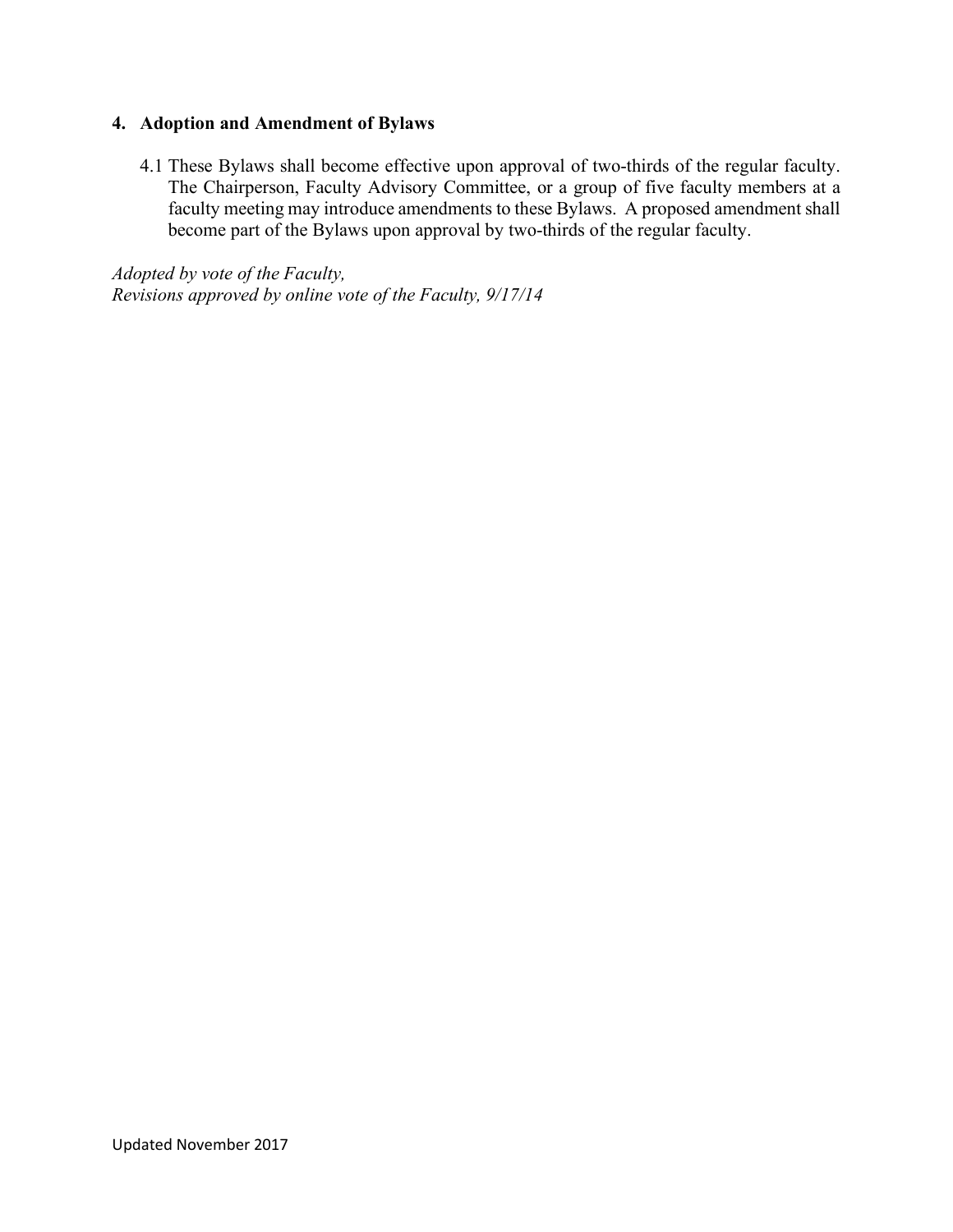## 4. Adoption and Amendment of Bylaws

4.1 These Bylaws shall become effective upon approval of two-thirds of the regular faculty. The Chairperson, Faculty Advisory Committee, or a group of five faculty members at a faculty meeting may introduce amendments to these Bylaws. A proposed amendment shall become part of the Bylaws upon approval by two-thirds of the regular faculty.

*Adopted by vote of the Faculty,*
*Revisions approved by online vote of the Faculty, 9/17/14*

Updated November 2017